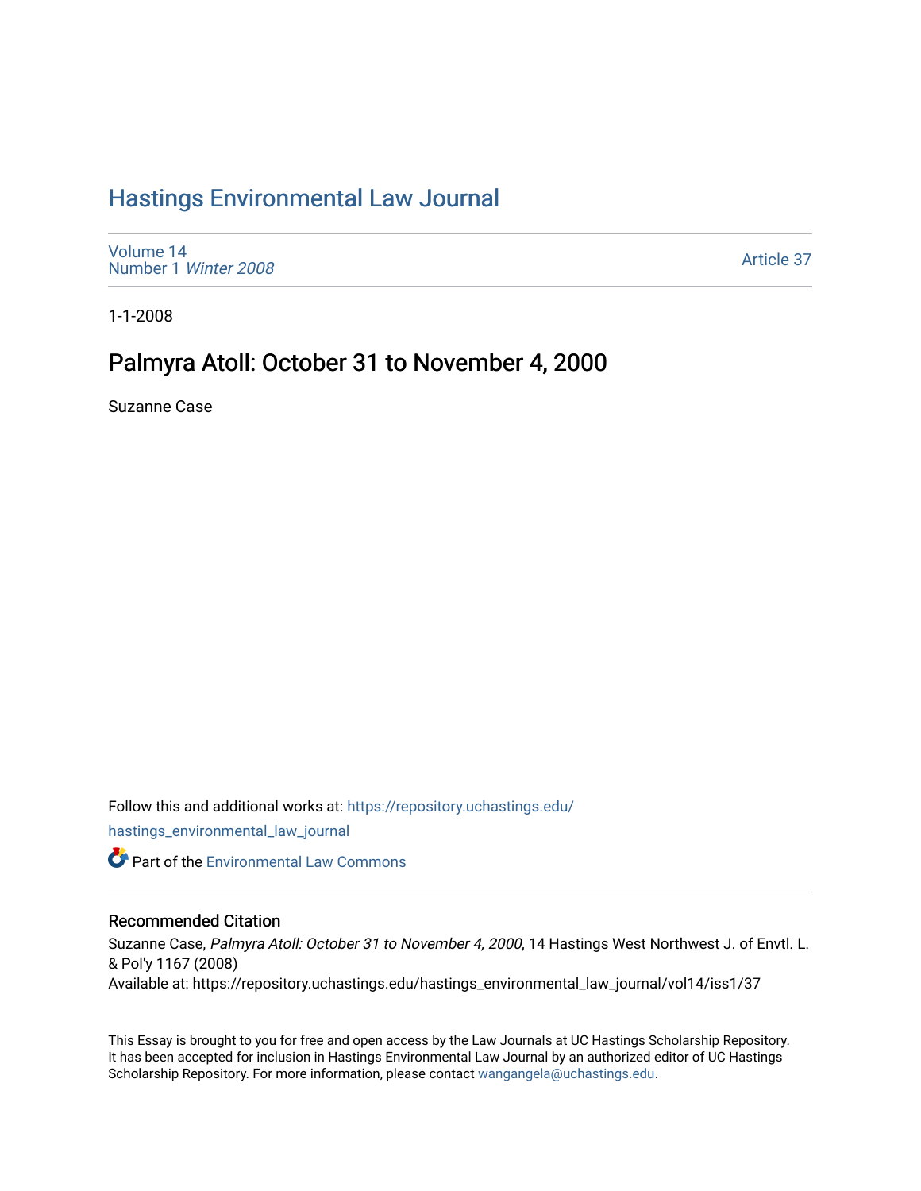# Hastings Environmental Law Journal

Volume 14
Number 1 *Winter 2008*

Article 37

1-1-2008

## Palmyra Atoll: October 31 to November 4, 2000

Suzanne Case

Follow this and additional works at: https://repository.uchastings.edu/hastings_environmental_law_journal

Part of the Environmental Law Commons

### Recommended Citation

Suzanne Case, *Palmyra Atoll: October 31 to November 4, 2000*, 14 Hastings West Northwest J. of Envtl. L. & Pol'y 1167 (2008)
Available at: https://repository.uchastings.edu/hastings_environmental_law_journal/vol14/iss1/37

This Essay is brought to you for free and open access by the Law Journals at UC Hastings Scholarship Repository. It has been accepted for inclusion in Hastings Environmental Law Journal by an authorized editor of UC Hastings Scholarship Repository. For more information, please contact wangangela@uchastings.edu.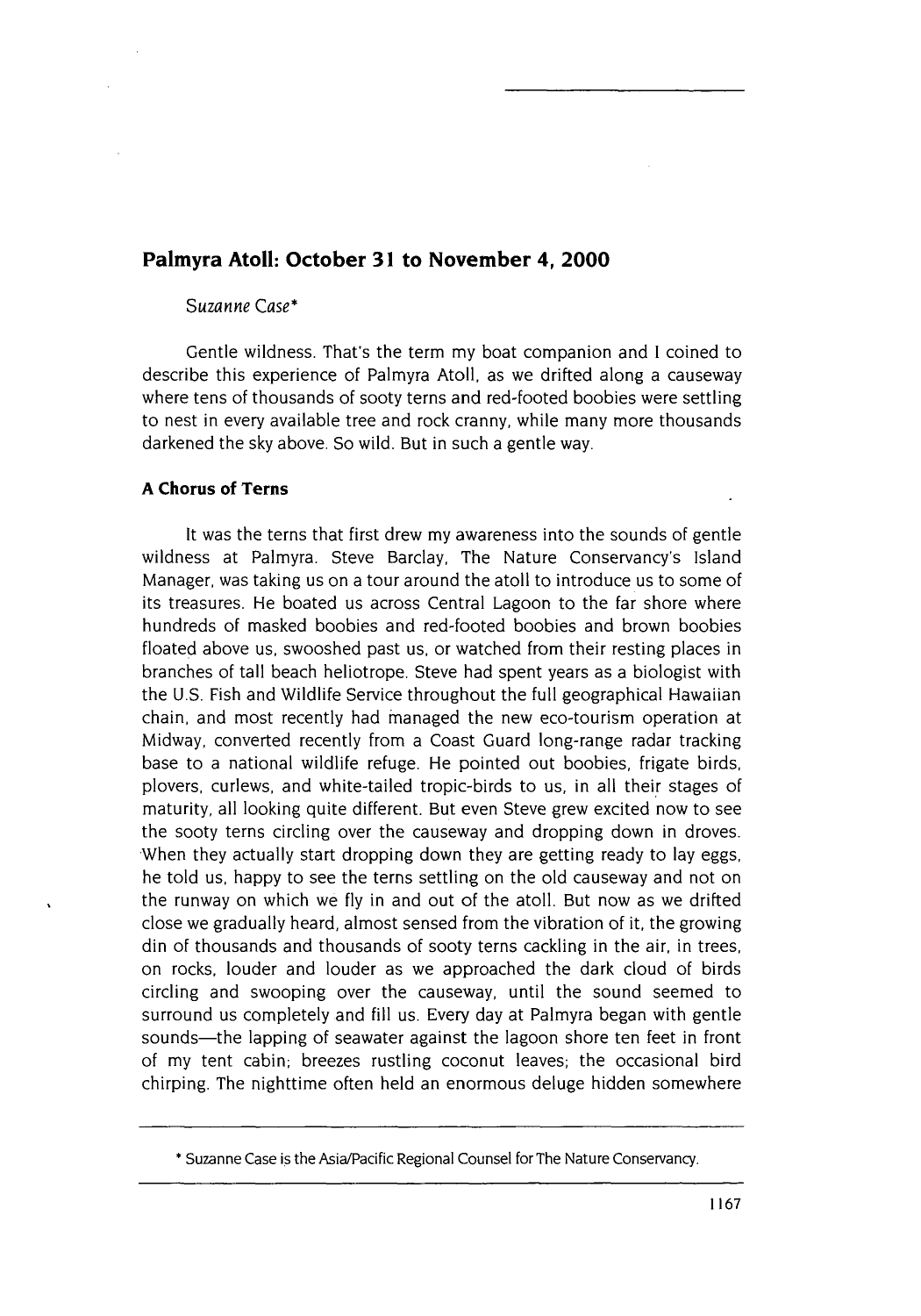# Palmyra Atoll: October 31 to November 4, 2000

*Suzanne Case**

Gentle wildness. That's the term my boat companion and I coined to describe this experience of Palmyra Atoll, as we drifted along a causeway where tens of thousands of sooty terns and red-footed boobies were settling to nest in every available tree and rock cranny, while many more thousands darkened the sky above. So wild. But in such a gentle way.

## A Chorus of Terns

It was the terns that first drew my awareness into the sounds of gentle wildness at Palmyra. Steve Barclay, The Nature Conservancy's Island Manager, was taking us on a tour around the atoll to introduce us to some of its treasures. He boated us across Central Lagoon to the far shore where hundreds of masked boobies and red-footed boobies and brown boobies floated above us, swooshed past us, or watched from their resting places in branches of tall beach heliotrope. Steve had spent years as a biologist with the U.S. Fish and Wildlife Service throughout the full geographical Hawaiian chain, and most recently had managed the new eco-tourism operation at Midway, converted recently from a Coast Guard long-range radar tracking base to a national wildlife refuge. He pointed out boobies, frigate birds, plovers, curlews, and white-tailed tropic-birds to us, in all their stages of maturity, all looking quite different. But even Steve grew excited now to see the sooty terns circling over the causeway and dropping down in droves. When they actually start dropping down they are getting ready to lay eggs, he told us, happy to see the terns settling on the old causeway and not on the runway on which we fly in and out of the atoll. But now as we drifted close we gradually heard, almost sensed from the vibration of it, the growing din of thousands and thousands of sooty terns cackling in the air, in trees, on rocks, louder and louder as we approached the dark cloud of birds circling and swooping over the causeway, until the sound seemed to surround us completely and fill us. Every day at Palmyra began with gentle sounds—the lapping of seawater against the lagoon shore ten feet in front of my tent cabin; breezes rustling coconut leaves; the occasional bird chirping. The nighttime often held an enormous deluge hidden somewhere

---

* Suzanne Case is the Asia/Pacific Regional Counsel for The Nature Conservancy.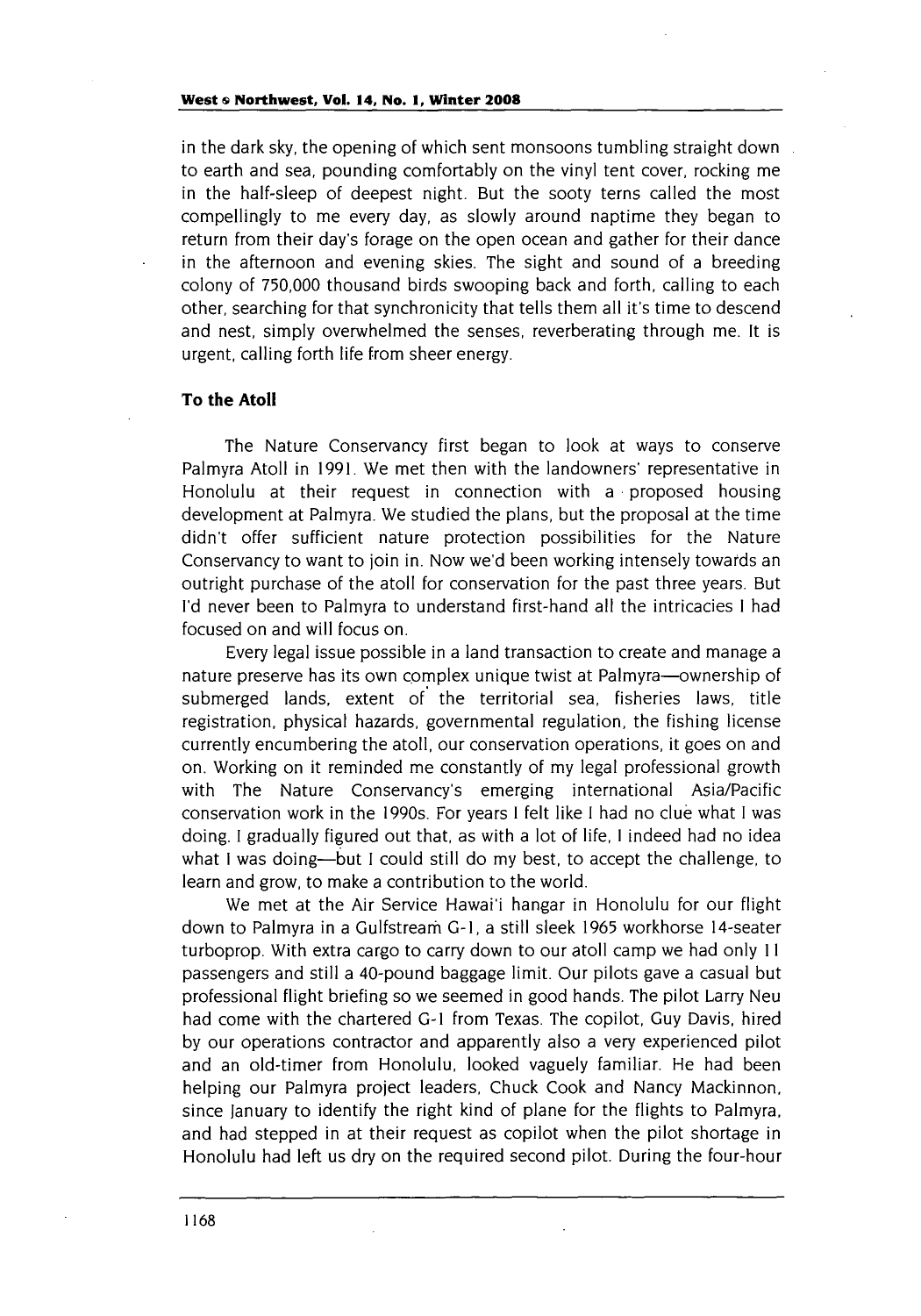in the dark sky, the opening of which sent monsoons tumbling straight down to earth and sea, pounding comfortably on the vinyl tent cover, rocking me in the half-sleep of deepest night. But the sooty terns called the most compellingly to me every day, as slowly around naptime they began to return from their day's forage on the open ocean and gather for their dance in the afternoon and evening skies. The sight and sound of a breeding colony of 750,000 thousand birds swooping back and forth, calling to each other, searching for that synchronicity that tells them all it's time to descend and nest, simply overwhelmed the senses, reverberating through me. It is urgent, calling forth life from sheer energy.

### To the Atoll

The Nature Conservancy first began to look at ways to conserve Palmyra Atoll in 1991. We met then with the landowners' representative in Honolulu at their request in connection with a proposed housing development at Palmyra. We studied the plans, but the proposal at the time didn't offer sufficient nature protection possibilities for the Nature Conservancy to want to join in. Now we'd been working intensely towards an outright purchase of the atoll for conservation for the past three years. But I'd never been to Palmyra to understand first-hand all the intricacies I had focused on and will focus on.

Every legal issue possible in a land transaction to create and manage a nature preserve has its own complex unique twist at Palmyra—ownership of submerged lands, extent of the territorial sea, fisheries laws, title registration, physical hazards, governmental regulation, the fishing license currently encumbering the atoll, our conservation operations, it goes on and on. Working on it reminded me constantly of my legal professional growth with The Nature Conservancy's emerging international Asia/Pacific conservation work in the 1990s. For years I felt like I had no clue what I was doing. I gradually figured out that, as with a lot of life, I indeed had no idea what I was doing—but I could still do my best, to accept the challenge, to learn and grow, to make a contribution to the world.

We met at the Air Service Hawai'i hangar in Honolulu for our flight down to Palmyra in a Gulfstream G-1, a still sleek 1965 workhorse 14-seater turboprop. With extra cargo to carry down to our atoll camp we had only 11 passengers and still a 40-pound baggage limit. Our pilots gave a casual but professional flight briefing so we seemed in good hands. The pilot Larry Neu had come with the chartered G-1 from Texas. The copilot, Guy Davis, hired by our operations contractor and apparently also a very experienced pilot and an old-timer from Honolulu, looked vaguely familiar. He had been helping our Palmyra project leaders, Chuck Cook and Nancy Mackinnon, since January to identify the right kind of plane for the flights to Palmyra, and had stepped in at their request as copilot when the pilot shortage in Honolulu had left us dry on the required second pilot. During the four-hour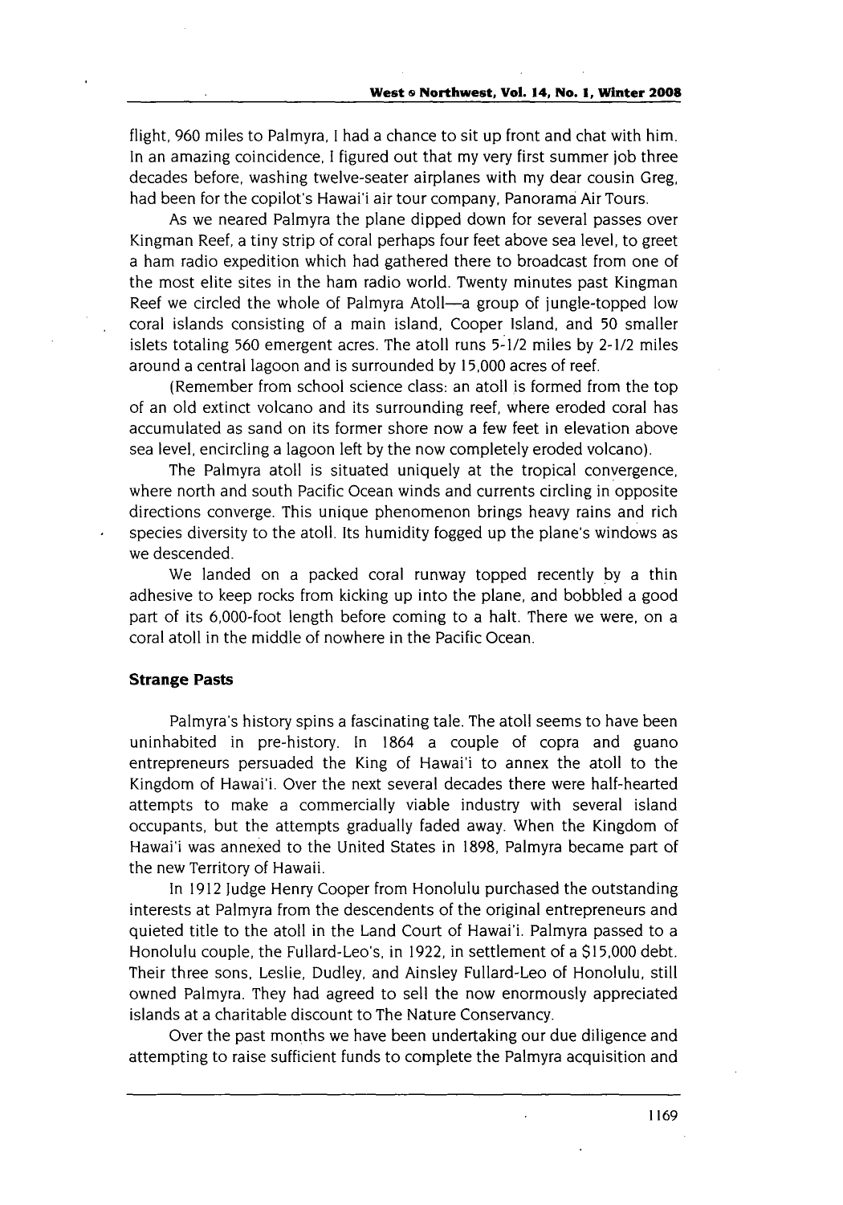flight, 960 miles to Palmyra, I had a chance to sit up front and chat with him. In an amazing coincidence, I figured out that my very first summer job three decades before, washing twelve-seater airplanes with my dear cousin Greg, had been for the copilot's Hawai'i air tour company, Panorama Air Tours.

As we neared Palmyra the plane dipped down for several passes over Kingman Reef, a tiny strip of coral perhaps four feet above sea level, to greet a ham radio expedition which had gathered there to broadcast from one of the most elite sites in the ham radio world. Twenty minutes past Kingman Reef we circled the whole of Palmyra Atoll—a group of jungle-topped low coral islands consisting of a main island, Cooper Island, and 50 smaller islets totaling 560 emergent acres. The atoll runs 5-1/2 miles by 2-1/2 miles around a central lagoon and is surrounded by 15,000 acres of reef.

(Remember from school science class: an atoll is formed from the top of an old extinct volcano and its surrounding reef, where eroded coral has accumulated as sand on its former shore now a few feet in elevation above sea level, encircling a lagoon left by the now completely eroded volcano).

The Palmyra atoll is situated uniquely at the tropical convergence, where north and south Pacific Ocean winds and currents circling in opposite directions converge. This unique phenomenon brings heavy rains and rich species diversity to the atoll. Its humidity fogged up the plane's windows as we descended.

We landed on a packed coral runway topped recently by a thin adhesive to keep rocks from kicking up into the plane, and bobbled a good part of its 6,000-foot length before coming to a halt. There we were, on a coral atoll in the middle of nowhere in the Pacific Ocean.

### Strange Pasts

Palmyra's history spins a fascinating tale. The atoll seems to have been uninhabited in pre-history. In 1864 a couple of copra and guano entrepreneurs persuaded the King of Hawai'i to annex the atoll to the Kingdom of Hawai'i. Over the next several decades there were half-hearted attempts to make a commercially viable industry with several island occupants, but the attempts gradually faded away. When the Kingdom of Hawai'i was annexed to the United States in 1898, Palmyra became part of the new Territory of Hawaii.

In 1912 Judge Henry Cooper from Honolulu purchased the outstanding interests at Palmyra from the descendents of the original entrepreneurs and quieted title to the atoll in the Land Court of Hawai'i. Palmyra passed to a Honolulu couple, the Fullard-Leo's, in 1922, in settlement of a $15,000 debt. Their three sons, Leslie, Dudley, and Ainsley Fullard-Leo of Honolulu, still owned Palmyra. They had agreed to sell the now enormously appreciated islands at a charitable discount to The Nature Conservancy.

Over the past months we have been undertaking our due diligence and attempting to raise sufficient funds to complete the Palmyra acquisition and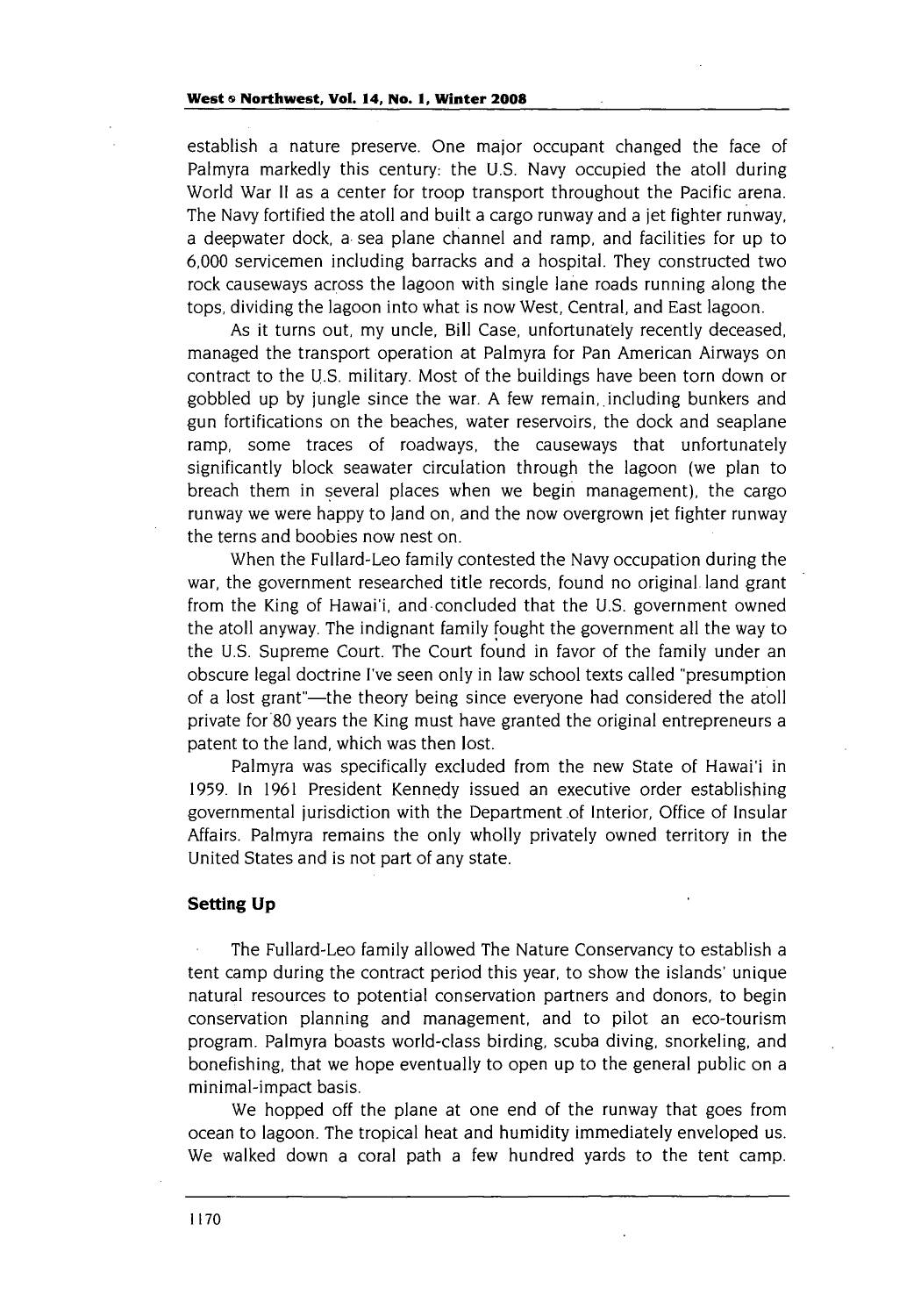establish a nature preserve. One major occupant changed the face of Palmyra markedly this century: the U.S. Navy occupied the atoll during World War II as a center for troop transport throughout the Pacific arena. The Navy fortified the atoll and built a cargo runway and a jet fighter runway, a deepwater dock, a sea plane channel and ramp, and facilities for up to 6,000 servicemen including barracks and a hospital. They constructed two rock causeways across the lagoon with single lane roads running along the tops, dividing the lagoon into what is now West, Central, and East lagoon.

As it turns out, my uncle, Bill Case, unfortunately recently deceased, managed the transport operation at Palmyra for Pan American Airways on contract to the U.S. military. Most of the buildings have been torn down or gobbled up by jungle since the war. A few remain, including bunkers and gun fortifications on the beaches, water reservoirs, the dock and seaplane ramp, some traces of roadways, the causeways that unfortunately significantly block seawater circulation through the lagoon (we plan to breach them in several places when we begin management), the cargo runway we were happy to land on, and the now overgrown jet fighter runway the terns and boobies now nest on.

When the Fullard-Leo family contested the Navy occupation during the war, the government researched title records, found no original land grant from the King of Hawai'i, and concluded that the U.S. government owned the atoll anyway. The indignant family fought the government all the way to the U.S. Supreme Court. The Court found in favor of the family under an obscure legal doctrine I've seen only in law school texts called "presumption of a lost grant"—the theory being since everyone had considered the atoll private for 80 years the King must have granted the original entrepreneurs a patent to the land, which was then lost.

Palmyra was specifically excluded from the new State of Hawai'i in 1959. In 1961 President Kennedy issued an executive order establishing governmental jurisdiction with the Department of Interior, Office of Insular Affairs. Palmyra remains the only wholly privately owned territory in the United States and is not part of any state.

### Setting Up

The Fullard-Leo family allowed The Nature Conservancy to establish a tent camp during the contract period this year, to show the islands' unique natural resources to potential conservation partners and donors, to begin conservation planning and management, and to pilot an eco-tourism program. Palmyra boasts world-class birding, scuba diving, snorkeling, and bonefishing, that we hope eventually to open up to the general public on a minimal-impact basis.

We hopped off the plane at one end of the runway that goes from ocean to lagoon. The tropical heat and humidity immediately enveloped us. We walked down a coral path a few hundred yards to the tent camp.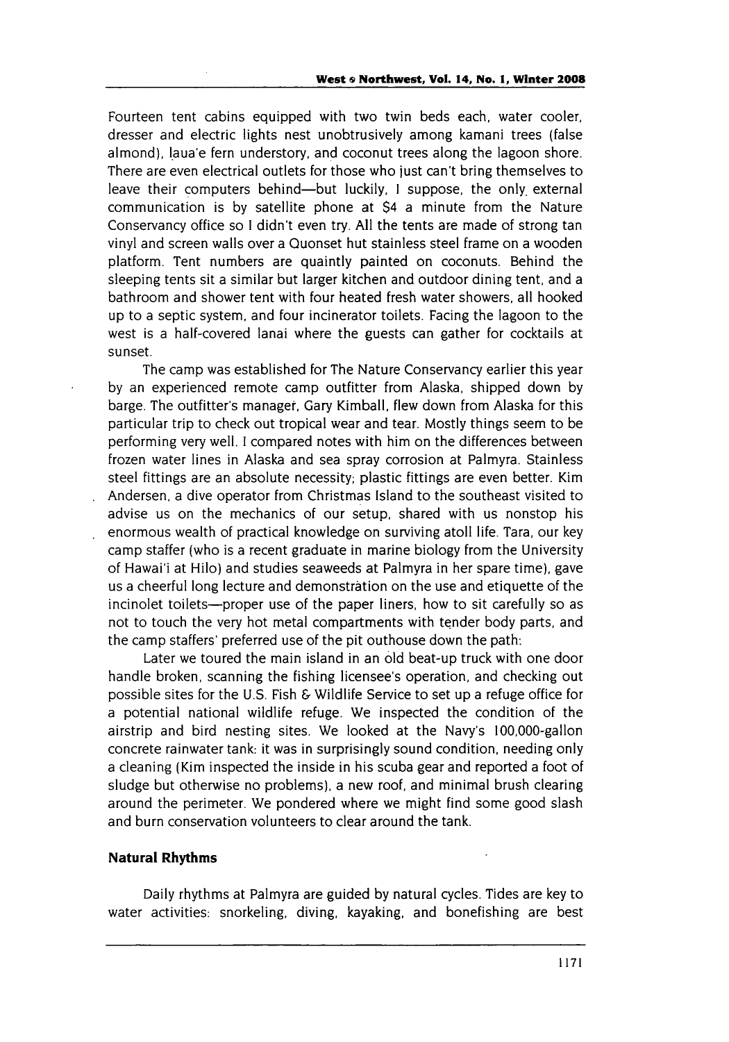Fourteen tent cabins equipped with two twin beds each, water cooler, dresser and electric lights nest unobtrusively among kamani trees (false almond), laua'e fern understory, and coconut trees along the lagoon shore. There are even electrical outlets for those who just can't bring themselves to leave their computers behind—but luckily, I suppose, the only external communication is by satellite phone at $4 a minute from the Nature Conservancy office so I didn't even try. All the tents are made of strong tan vinyl and screen walls over a Quonset hut stainless steel frame on a wooden platform. Tent numbers are quaintly painted on coconuts. Behind the sleeping tents sit a similar but larger kitchen and outdoor dining tent, and a bathroom and shower tent with four heated fresh water showers, all hooked up to a septic system, and four incinerator toilets. Facing the lagoon to the west is a half-covered lanai where the guests can gather for cocktails at sunset.

The camp was established for The Nature Conservancy earlier this year by an experienced remote camp outfitter from Alaska, shipped down by barge. The outfitter's manager, Gary Kimball, flew down from Alaska for this particular trip to check out tropical wear and tear. Mostly things seem to be performing very well. I compared notes with him on the differences between frozen water lines in Alaska and sea spray corrosion at Palmyra. Stainless steel fittings are an absolute necessity; plastic fittings are even better. Kim Andersen, a dive operator from Christmas Island to the southeast visited to advise us on the mechanics of our setup, shared with us nonstop his enormous wealth of practical knowledge on surviving atoll life. Tara, our key camp staffer (who is a recent graduate in marine biology from the University of Hawai'i at Hilo) and studies seaweeds at Palmyra in her spare time), gave us a cheerful long lecture and demonstration on the use and etiquette of the incinolet toilets—proper use of the paper liners, how to sit carefully so as not to touch the very hot metal compartments with tender body parts, and the camp staffers' preferred use of the pit outhouse down the path.

Later we toured the main island in an old beat-up truck with one door handle broken, scanning the fishing licensee's operation, and checking out possible sites for the U.S. Fish & Wildlife Service to set up a refuge office for a potential national wildlife refuge. We inspected the condition of the airstrip and bird nesting sites. We looked at the Navy's 100,000-gallon concrete rainwater tank: it was in surprisingly sound condition, needing only a cleaning (Kim inspected the inside in his scuba gear and reported a foot of sludge but otherwise no problems), a new roof, and minimal brush clearing around the perimeter. We pondered where we might find some good slash and burn conservation volunteers to clear around the tank.

### Natural Rhythms

Daily rhythms at Palmyra are guided by natural cycles. Tides are key to water activities: snorkeling, diving, kayaking, and bonefishing are best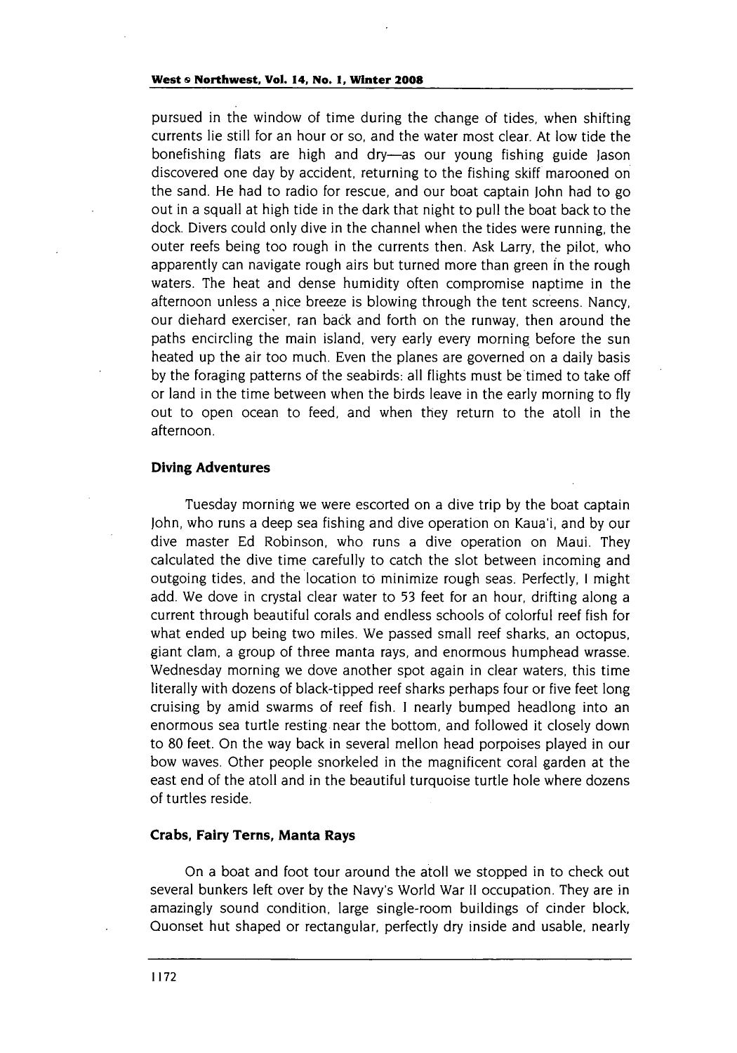pursued in the window of time during the change of tides, when shifting currents lie still for an hour or so, and the water most clear. At low tide the bonefishing flats are high and dry—as our young fishing guide Jason discovered one day by accident, returning to the fishing skiff marooned on the sand. He had to radio for rescue, and our boat captain John had to go out in a squall at high tide in the dark that night to pull the boat back to the dock. Divers could only dive in the channel when the tides were running, the outer reefs being too rough in the currents then. Ask Larry, the pilot, who apparently can navigate rough airs but turned more than green in the rough waters. The heat and dense humidity often compromise naptime in the afternoon unless a nice breeze is blowing through the tent screens. Nancy, our diehard exerciser, ran back and forth on the runway, then around the paths encircling the main island, very early every morning before the sun heated up the air too much. Even the planes are governed on a daily basis by the foraging patterns of the seabirds: all flights must be timed to take off or land in the time between when the birds leave in the early morning to fly out to open ocean to feed, and when they return to the atoll in the afternoon.

### Diving Adventures

Tuesday morning we were escorted on a dive trip by the boat captain John, who runs a deep sea fishing and dive operation on Kaua'i, and by our dive master Ed Robinson, who runs a dive operation on Maui. They calculated the dive time carefully to catch the slot between incoming and outgoing tides, and the location to minimize rough seas. Perfectly, I might add. We dove in crystal clear water to 53 feet for an hour, drifting along a current through beautiful corals and endless schools of colorful reef fish for what ended up being two miles. We passed small reef sharks, an octopus, giant clam, a group of three manta rays, and enormous humphead wrasse. Wednesday morning we dove another spot again in clear waters, this time literally with dozens of black-tipped reef sharks perhaps four or five feet long cruising by amid swarms of reef fish. I nearly bumped headlong into an enormous sea turtle resting near the bottom, and followed it closely down to 80 feet. On the way back in several mellon head porpoises played in our bow waves. Other people snorkeled in the magnificent coral garden at the east end of the atoll and in the beautiful turquoise turtle hole where dozens of turtles reside.

### Crabs, Fairy Terns, Manta Rays

On a boat and foot tour around the atoll we stopped in to check out several bunkers left over by the Navy's World War II occupation. They are in amazingly sound condition, large single-room buildings of cinder block, Quonset hut shaped or rectangular, perfectly dry inside and usable, nearly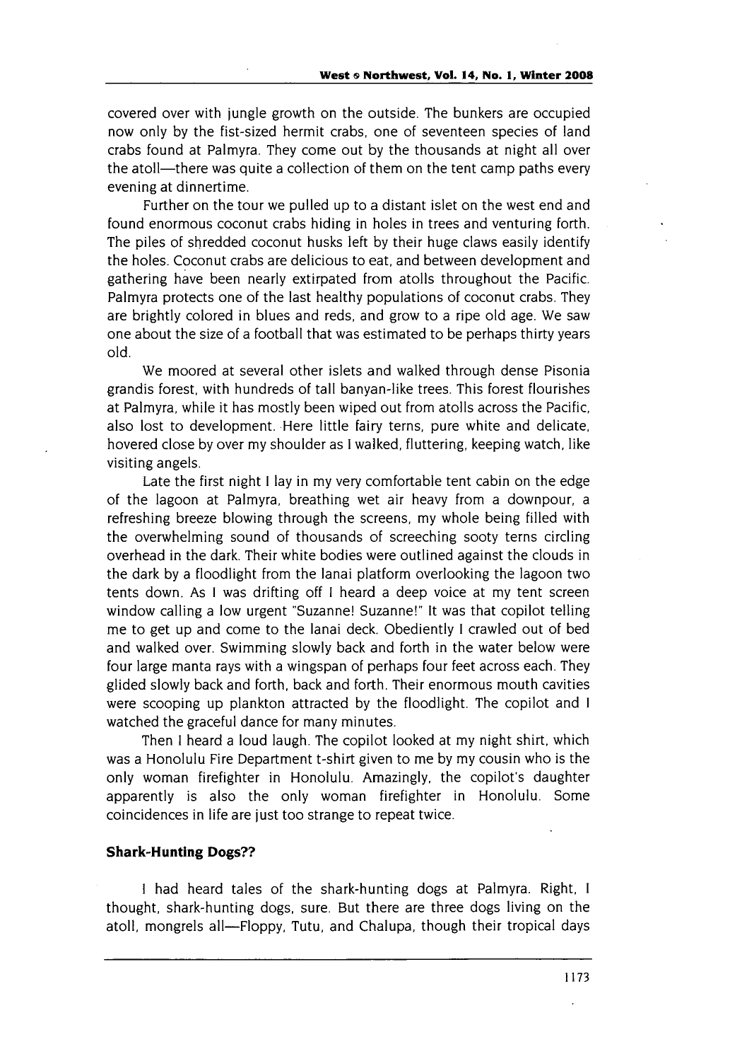covered over with jungle growth on the outside. The bunkers are occupied now only by the fist-sized hermit crabs, one of seventeen species of land crabs found at Palmyra. They come out by the thousands at night all over the atoll—there was quite a collection of them on the tent camp paths every evening at dinnertime.

Further on the tour we pulled up to a distant islet on the west end and found enormous coconut crabs hiding in holes in trees and venturing forth. The piles of shredded coconut husks left by their huge claws easily identify the holes. Coconut crabs are delicious to eat, and between development and gathering have been nearly extirpated from atolls throughout the Pacific. Palmyra protects one of the last healthy populations of coconut crabs. They are brightly colored in blues and reds, and grow to a ripe old age. We saw one about the size of a football that was estimated to be perhaps thirty years old.

We moored at several other islets and walked through dense Pisonia grandis forest, with hundreds of tall banyan-like trees. This forest flourishes at Palmyra, while it has mostly been wiped out from atolls across the Pacific, also lost to development. Here little fairy terns, pure white and delicate, hovered close by over my shoulder as I walked, fluttering, keeping watch, like visiting angels.

Late the first night I lay in my very comfortable tent cabin on the edge of the lagoon at Palmyra, breathing wet air heavy from a downpour, a refreshing breeze blowing through the screens, my whole being filled with the overwhelming sound of thousands of screeching sooty terns circling overhead in the dark. Their white bodies were outlined against the clouds in the dark by a floodlight from the lanai platform overlooking the lagoon two tents down. As I was drifting off I heard a deep voice at my tent screen window calling a low urgent "Suzanne! Suzanne!" It was that copilot telling me to get up and come to the lanai deck. Obediently I crawled out of bed and walked over. Swimming slowly back and forth in the water below were four large manta rays with a wingspan of perhaps four feet across each. They glided slowly back and forth, back and forth. Their enormous mouth cavities were scooping up plankton attracted by the floodlight. The copilot and I watched the graceful dance for many minutes.

Then I heard a loud laugh. The copilot looked at my night shirt, which was a Honolulu Fire Department t-shirt given to me by my cousin who is the only woman firefighter in Honolulu. Amazingly, the copilot's daughter apparently is also the only woman firefighter in Honolulu. Some coincidences in life are just too strange to repeat twice.

### Shark-Hunting Dogs??

I had heard tales of the shark-hunting dogs at Palmyra. Right, I thought, shark-hunting dogs, sure. But there are three dogs living on the atoll, mongrels all—Floppy, Tutu, and Chalupa, though their tropical days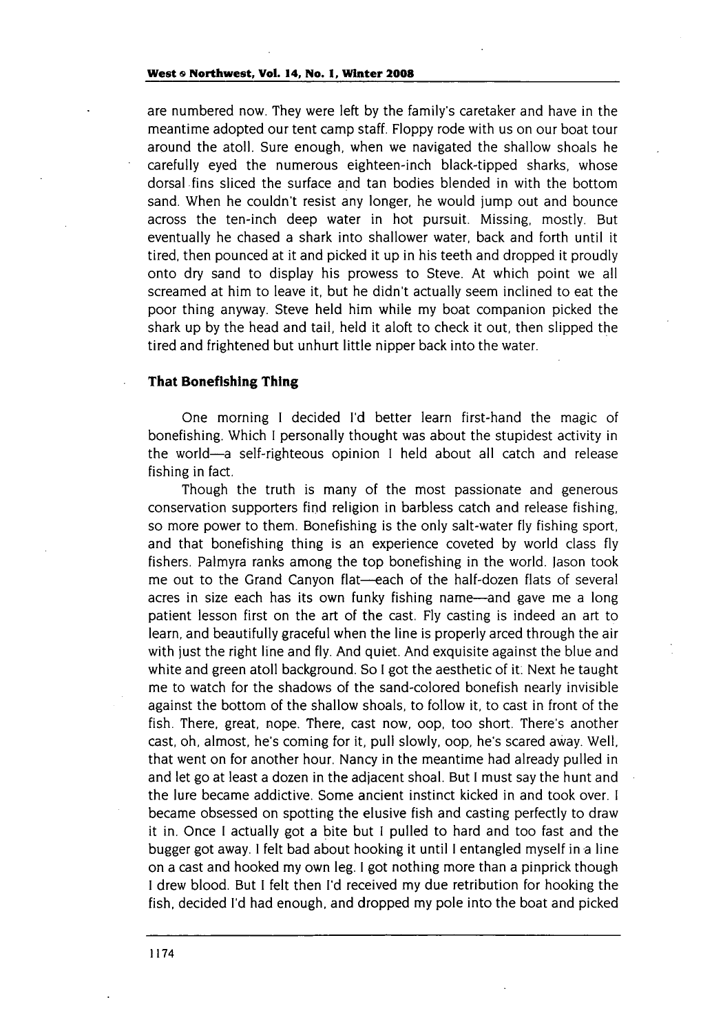are numbered now. They were left by the family's caretaker and have in the meantime adopted our tent camp staff. Floppy rode with us on our boat tour around the atoll. Sure enough, when we navigated the shallow shoals he carefully eyed the numerous eighteen-inch black-tipped sharks, whose dorsal fins sliced the surface and tan bodies blended in with the bottom sand. When he couldn't resist any longer, he would jump out and bounce across the ten-inch deep water in hot pursuit. Missing, mostly. But eventually he chased a shark into shallower water, back and forth until it tired, then pounced at it and picked it up in his teeth and dropped it proudly onto dry sand to display his prowess to Steve. At which point we all screamed at him to leave it, but he didn't actually seem inclined to eat the poor thing anyway. Steve held him while my boat companion picked the shark up by the head and tail, held it aloft to check it out, then slipped the tired and frightened but unhurt little nipper back into the water.

### That Bonefishing Thing

One morning I decided I'd better learn first-hand the magic of bonefishing. Which I personally thought was about the stupidest activity in the world—a self-righteous opinion I held about all catch and release fishing in fact.

Though the truth is many of the most passionate and generous conservation supporters find religion in barbless catch and release fishing, so more power to them. Bonefishing is the only salt-water fly fishing sport, and that bonefishing thing is an experience coveted by world class fly fishers. Palmyra ranks among the top bonefishing in the world. Jason took me out to the Grand Canyon flat—each of the half-dozen flats of several acres in size each has its own funky fishing name—and gave me a long patient lesson first on the art of the cast. Fly casting is indeed an art to learn, and beautifully graceful when the line is properly arced through the air with just the right line and fly. And quiet. And exquisite against the blue and white and green atoll background. So I got the aesthetic of it. Next he taught me to watch for the shadows of the sand-colored bonefish nearly invisible against the bottom of the shallow shoals, to follow it, to cast in front of the fish. There, great, nope. There, cast now, oop, too short. There's another cast, oh, almost, he's coming for it, pull slowly, oop, he's scared away. Well, that went on for another hour. Nancy in the meantime had already pulled in and let go at least a dozen in the adjacent shoal. But I must say the hunt and the lure became addictive. Some ancient instinct kicked in and took over. I became obsessed on spotting the elusive fish and casting perfectly to draw it in. Once I actually got a bite but I pulled to hard and too fast and the bugger got away. I felt bad about hooking it until I entangled myself in a line on a cast and hooked my own leg. I got nothing more than a pinprick though I drew blood. But I felt then I'd received my due retribution for hooking the fish, decided I'd had enough, and dropped my pole into the boat and picked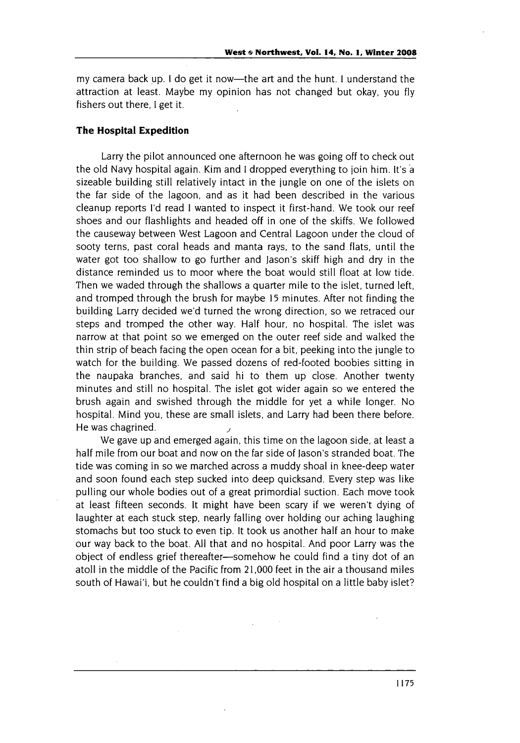my camera back up. I do get it now—the art and the hunt. I understand the attraction at least. Maybe my opinion has not changed but okay, you fly fishers out there, I get it.

### The Hospital Expedition

Larry the pilot announced one afternoon he was going off to check out the old Navy hospital again. Kim and I dropped everything to join him. It's a sizeable building still relatively intact in the jungle on one of the islets on the far side of the lagoon, and as it had been described in the various cleanup reports I'd read I wanted to inspect it first-hand. We took our reef shoes and our flashlights and headed off in one of the skiffs. We followed the causeway between West Lagoon and Central Lagoon under the cloud of sooty terns, past coral heads and manta rays, to the sand flats, until the water got too shallow to go further and Jason's skiff high and dry in the distance reminded us to moor where the boat would still float at low tide. Then we waded through the shallows a quarter mile to the islet, turned left, and tromped through the brush for maybe 15 minutes. After not finding the building Larry decided we'd turned the wrong direction, so we retraced our steps and tromped the other way. Half hour, no hospital. The islet was narrow at that point so we emerged on the outer reef side and walked the thin strip of beach facing the open ocean for a bit, peeking into the jungle to watch for the building. We passed dozens of red-footed boobies sitting in the naupaka branches, and said hi to them up close. Another twenty minutes and still no hospital. The islet got wider again so we entered the brush again and swished through the middle for yet a while longer. No hospital. Mind you, these are small islets, and Larry had been there before. He was chagrined.

We gave up and emerged again, this time on the lagoon side, at least a half mile from our boat and now on the far side of Jason's stranded boat. The tide was coming in so we marched across a muddy shoal in knee-deep water and soon found each step sucked into deep quicksand. Every step was like pulling our whole bodies out of a great primordial suction. Each move took at least fifteen seconds. It might have been scary if we weren't dying of laughter at each stuck step, nearly falling over holding our aching laughing stomachs but too stuck to even tip. It took us another half an hour to make our way back to the boat. All that and no hospital. And poor Larry was the object of endless grief thereafter—somehow he could find a tiny dot of an atoll in the middle of the Pacific from 21,000 feet in the air a thousand miles south of Hawai'i, but he couldn't find a big old hospital on a little baby islet?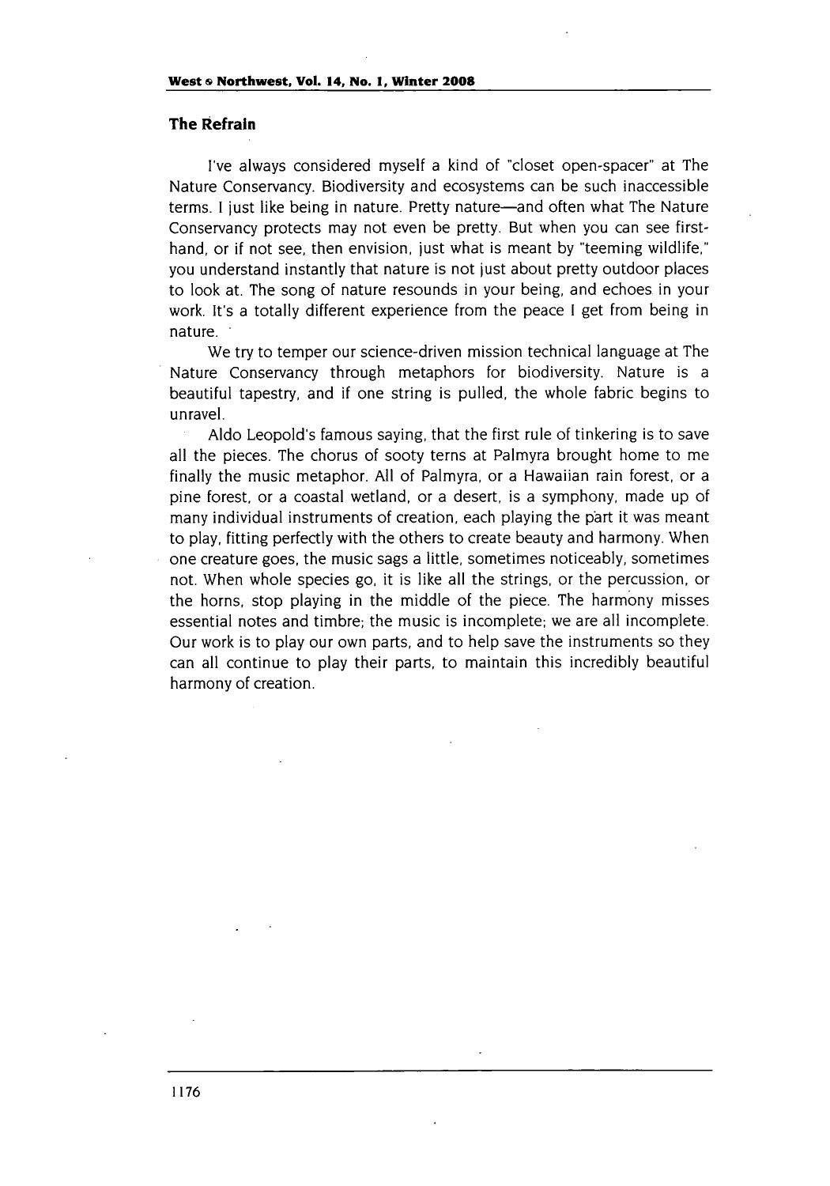## The Refrain

I've always considered myself a kind of "closet open-spacer" at The Nature Conservancy. Biodiversity and ecosystems can be such inaccessible terms. I just like being in nature. Pretty nature—and often what The Nature Conservancy protects may not even be pretty. But when you can see first-hand, or if not see, then envision, just what is meant by "teeming wildlife," you understand instantly that nature is not just about pretty outdoor places to look at. The song of nature resounds in your being, and echoes in your work. It's a totally different experience from the peace I get from being in nature.

We try to temper our science-driven mission technical language at The Nature Conservancy through metaphors for biodiversity. Nature is a beautiful tapestry, and if one string is pulled, the whole fabric begins to unravel.

Aldo Leopold's famous saying, that the first rule of tinkering is to save all the pieces. The chorus of sooty terns at Palmyra brought home to me finally the music metaphor. All of Palmyra, or a Hawaiian rain forest, or a pine forest, or a coastal wetland, or a desert, is a symphony, made up of many individual instruments of creation, each playing the part it was meant to play, fitting perfectly with the others to create beauty and harmony. When one creature goes, the music sags a little, sometimes noticeably, sometimes not. When whole species go, it is like all the strings, or the percussion, or the horns, stop playing in the middle of the piece. The harmony misses essential notes and timbre; the music is incomplete; we are all incomplete. Our work is to play our own parts, and to help save the instruments so they can all continue to play their parts, to maintain this incredibly beautiful harmony of creation.